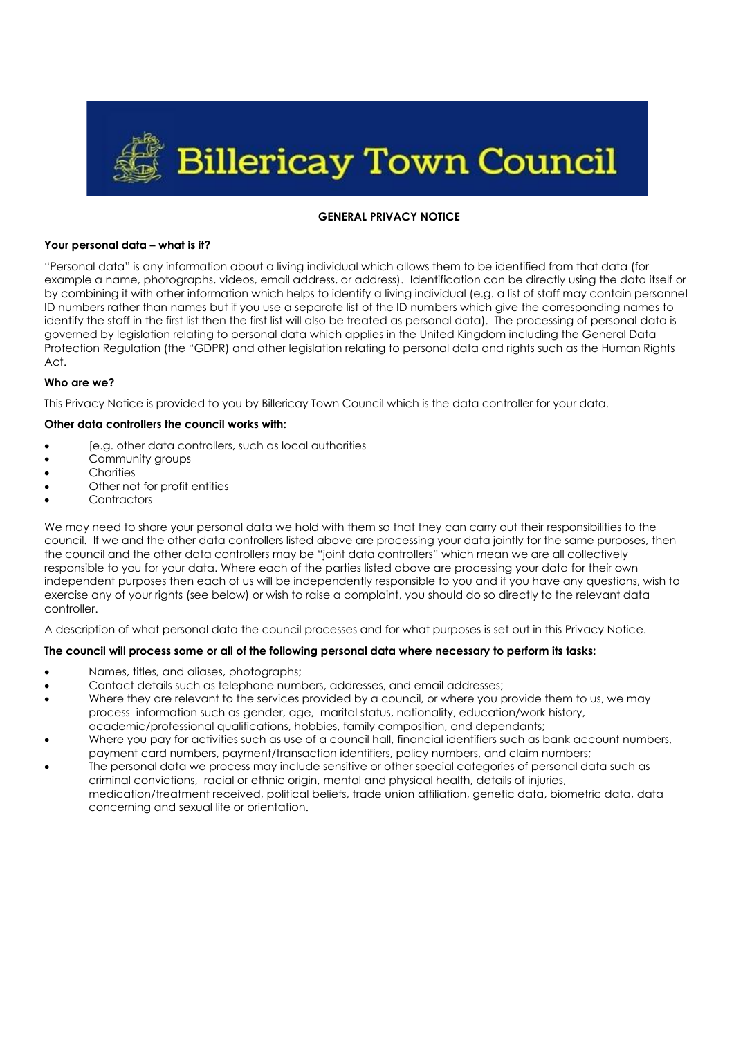# Billericay Town Council

## GENERAL PRIVACY NOTICE

### Your personal data – what is it?

"Personal data" is any information about a living individual which allows them to be identified from that data (for example a name, photographs, videos, email address, or address). Identification can be directly using the data itself or by combining it with other information which helps to identify a living individual (e.g. a list of staff may contain personnel ID numbers rather than names but if you use a separate list of the ID numbers which give the corresponding names to identify the staff in the first list then the first list will also be treated as personal data). The processing of personal data is governed by legislation relating to personal data which applies in the United Kingdom including the General Data Protection Regulation (the "GDPR) and other legislation relating to personal data and rights such as the Human Rights Act.

### Who are we?

This Privacy Notice is provided to you by Billericay Town Council which is the data controller for your data.

### Other data controllers the council works with:

- [e.g. other data controllers, such as local authorities
- Community groups
- Charities
- Other not for profit entities
- Contractors

We may need to share your personal data we hold with them so that they can carry out their responsibilities to the council. If we and the other data controllers listed above are processing your data jointly for the same purposes, then the council and the other data controllers may be "joint data controllers" which mean we are all collectively responsible to you for your data. Where each of the parties listed above are processing your data for their own independent purposes then each of us will be independently responsible to you and if you have any questions, wish to exercise any of your rights (see below) or wish to raise a complaint, you should do so directly to the relevant data controller.

A description of what personal data the council processes and for what purposes is set out in this Privacy Notice.

### The council will process some or all of the following personal data where necessary to perform its tasks:

- Names, titles, and aliases, photographs;
- Contact details such as telephone numbers, addresses, and email addresses;
- Where they are relevant to the services provided by a council, or where you provide them to us, we may process information such as gender, age, marital status, nationality, education/work history, academic/professional qualifications, hobbies, family composition, and dependants;
- Where you pay for activities such as use of a council hall, financial identifiers such as bank account numbers, payment card numbers, payment/transaction identifiers, policy numbers, and claim numbers;
- The personal data we process may include sensitive or other special categories of personal data such as criminal convictions, racial or ethnic origin, mental and physical health, details of injuries, medication/treatment received, political beliefs, trade union affiliation, genetic data, biometric data, data concerning and sexual life or orientation.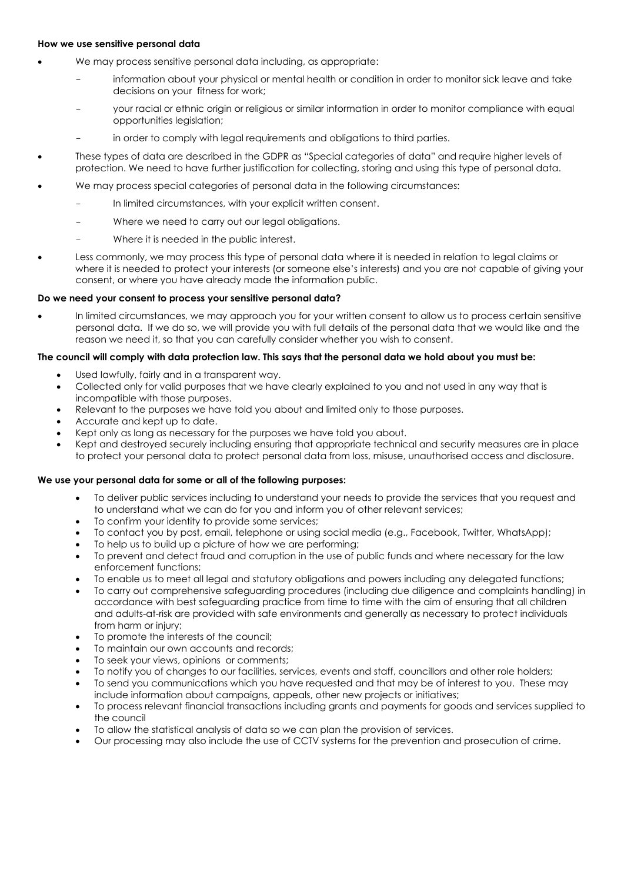**How we use sensitive personal data**

- We may process sensitive personal data including, as appropriate:
  - information about your physical or mental health or condition in order to monitor sick leave and take decisions on your fitness for work;
  - your racial or ethnic origin or religious or similar information in order to monitor compliance with equal opportunities legislation;
  - in order to comply with legal requirements and obligations to third parties.
- These types of data are described in the GDPR as "Special categories of data" and require higher levels of protection. We need to have further justification for collecting, storing and using this type of personal data.
- We may process special categories of personal data in the following circumstances:
  - In limited circumstances, with your explicit written consent.
  - Where we need to carry out our legal obligations.
  - Where it is needed in the public interest.
- Less commonly, we may process this type of personal data where it is needed in relation to legal claims or where it is needed to protect your interests (or someone else's interests) and you are not capable of giving your consent, or where you have already made the information public.

**Do we need your consent to process your sensitive personal data?**

- In limited circumstances, we may approach you for your written consent to allow us to process certain sensitive personal data. If we do so, we will provide you with full details of the personal data that we would like and the reason we need it, so that you can carefully consider whether you wish to consent.

**The council will comply with data protection law. This says that the personal data we hold about you must be:**

- Used lawfully, fairly and in a transparent way.
- Collected only for valid purposes that we have clearly explained to you and not used in any way that is incompatible with those purposes.
- Relevant to the purposes we have told you about and limited only to those purposes.
- Accurate and kept up to date.
- Kept only as long as necessary for the purposes we have told you about.
- Kept and destroyed securely including ensuring that appropriate technical and security measures are in place to protect your personal data to protect personal data from loss, misuse, unauthorised access and disclosure.

**We use your personal data for some or all of the following purposes:**

- To deliver public services including to understand your needs to provide the services that you request and to understand what we can do for you and inform you of other relevant services;
- To confirm your identity to provide some services;
- To contact you by post, email, telephone or using social media (e.g., Facebook, Twitter, WhatsApp);
- To help us to build up a picture of how we are performing;
- To prevent and detect fraud and corruption in the use of public funds and where necessary for the law enforcement functions;
- To enable us to meet all legal and statutory obligations and powers including any delegated functions;
- To carry out comprehensive safeguarding procedures (including due diligence and complaints handling) in accordance with best safeguarding practice from time to time with the aim of ensuring that all children and adults-at-risk are provided with safe environments and generally as necessary to protect individuals from harm or injury;
- To promote the interests of the council;
- To maintain our own accounts and records;
- To seek your views, opinions or comments;
- To notify you of changes to our facilities, services, events and staff, councillors and other role holders;
- To send you communications which you have requested and that may be of interest to you. These may include information about campaigns, appeals, other new projects or initiatives;
- To process relevant financial transactions including grants and payments for goods and services supplied to the council
- To allow the statistical analysis of data so we can plan the provision of services.
- Our processing may also include the use of CCTV systems for the prevention and prosecution of crime.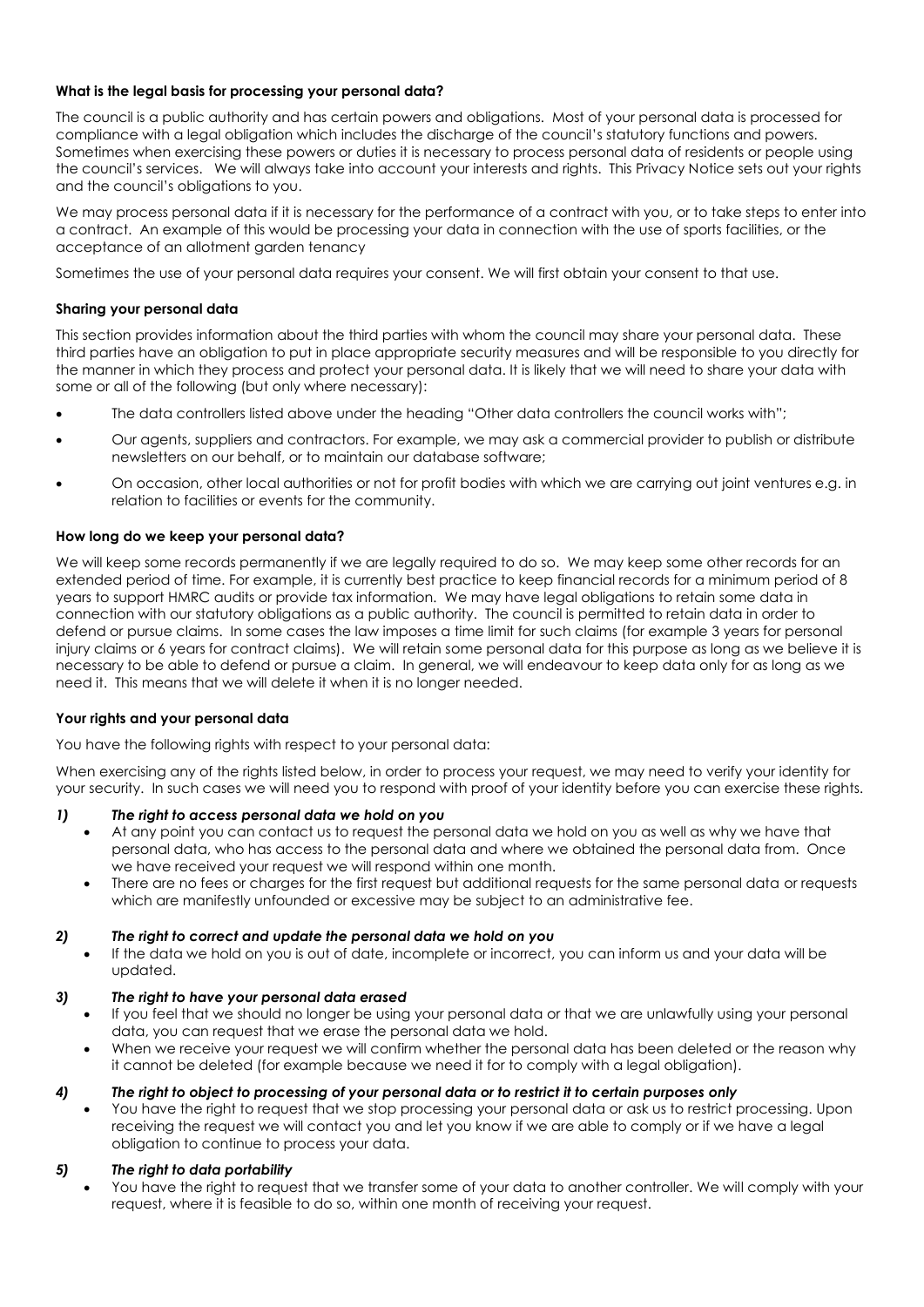#### What is the legal basis for processing your personal data?

The council is a public authority and has certain powers and obligations. Most of your personal data is processed for compliance with a legal obligation which includes the discharge of the council's statutory functions and powers. Sometimes when exercising these powers or duties it is necessary to process personal data of residents or people using the council's services. We will always take into account your interests and rights. This Privacy Notice sets out your rights and the council's obligations to you.

We may process personal data if it is necessary for the performance of a contract with you, or to take steps to enter into a contract. An example of this would be processing your data in connection with the use of sports facilities, or the acceptance of an allotment garden tenancy

Sometimes the use of your personal data requires your consent. We will first obtain your consent to that use.

#### Sharing your personal data

This section provides information about the third parties with whom the council may share your personal data. These third parties have an obligation to put in place appropriate security measures and will be responsible to you directly for the manner in which they process and protect your personal data. It is likely that we will need to share your data with some or all of the following (but only where necessary):

- The data controllers listed above under the heading "Other data controllers the council works with";
- Our agents, suppliers and contractors. For example, we may ask a commercial provider to publish or distribute newsletters on our behalf, or to maintain our database software;
- On occasion, other local authorities or not for profit bodies with which we are carrying out joint ventures e.g. in relation to facilities or events for the community.

#### How long do we keep your personal data?

We will keep some records permanently if we are legally required to do so. We may keep some other records for an extended period of time. For example, it is currently best practice to keep financial records for a minimum period of 8 years to support HMRC audits or provide tax information. We may have legal obligations to retain some data in connection with our statutory obligations as a public authority. The council is permitted to retain data in order to defend or pursue claims. In some cases the law imposes a time limit for such claims (for example 3 years for personal injury claims or 6 years for contract claims). We will retain some personal data for this purpose as long as we believe it is necessary to be able to defend or pursue a claim. In general, we will endeavour to keep data only for as long as we need it. This means that we will delete it when it is no longer needed.

#### Your rights and your personal data

You have the following rights with respect to your personal data:

When exercising any of the rights listed below, in order to process your request, we may need to verify your identity for your security. In such cases we will need you to respond with proof of your identity before you can exercise these rights.

***1) The right to access personal data we hold on you***

- At any point you can contact us to request the personal data we hold on you as well as why we have that personal data, who has access to the personal data and where we obtained the personal data from. Once we have received your request we will respond within one month.
- There are no fees or charges for the first request but additional requests for the same personal data or requests which are manifestly unfounded or excessive may be subject to an administrative fee.

***2) The right to correct and update the personal data we hold on you***

- If the data we hold on you is out of date, incomplete or incorrect, you can inform us and your data will be updated.

***3) The right to have your personal data erased***

- If you feel that we should no longer be using your personal data or that we are unlawfully using your personal data, you can request that we erase the personal data we hold.
- When we receive your request we will confirm whether the personal data has been deleted or the reason why it cannot be deleted (for example because we need it for to comply with a legal obligation).

***4) The right to object to processing of your personal data or to restrict it to certain purposes only***

- You have the right to request that we stop processing your personal data or ask us to restrict processing. Upon receiving the request we will contact you and let you know if we are able to comply or if we have a legal obligation to continue to process your data.

***5) The right to data portability***

- You have the right to request that we transfer some of your data to another controller. We will comply with your request, where it is feasible to do so, within one month of receiving your request.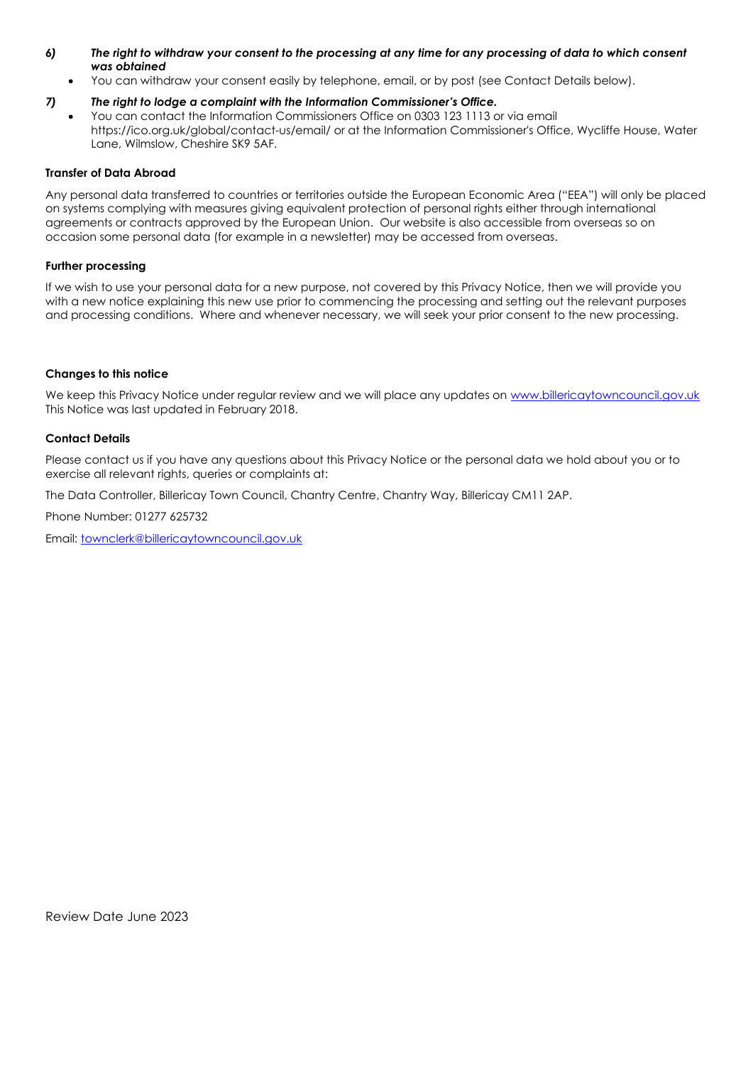***6) The right to withdraw your consent to the processing at any time for any processing of data to which consent was obtained***

- You can withdraw your consent easily by telephone, email, or by post (see Contact Details below).

***7) The right to lodge a complaint with the Information Commissioner's Office.***

- You can contact the Information Commissioners Office on 0303 123 1113 or via email https://ico.org.uk/global/contact-us/email/ or at the Information Commissioner's Office, Wycliffe House, Water Lane, Wilmslow, Cheshire SK9 5AF.

**Transfer of Data Abroad**

Any personal data transferred to countries or territories outside the European Economic Area ("EEA") will only be placed on systems complying with measures giving equivalent protection of personal rights either through international agreements or contracts approved by the European Union. Our website is also accessible from overseas so on occasion some personal data (for example in a newsletter) may be accessed from overseas.

**Further processing**

If we wish to use your personal data for a new purpose, not covered by this Privacy Notice, then we will provide you with a new notice explaining this new use prior to commencing the processing and setting out the relevant purposes and processing conditions. Where and whenever necessary, we will seek your prior consent to the new processing.

**Changes to this notice**

We keep this Privacy Notice under regular review and we will place any updates on www.billericaytowncouncil.gov.uk This Notice was last updated in February 2018.

**Contact Details**

Please contact us if you have any questions about this Privacy Notice or the personal data we hold about you or to exercise all relevant rights, queries or complaints at:

The Data Controller, Billericay Town Council, Chantry Centre, Chantry Way, Billericay CM11 2AP.

Phone Number: 01277 625732

Email: townclerk@billericaytowncouncil.gov.uk

Review Date June 2023